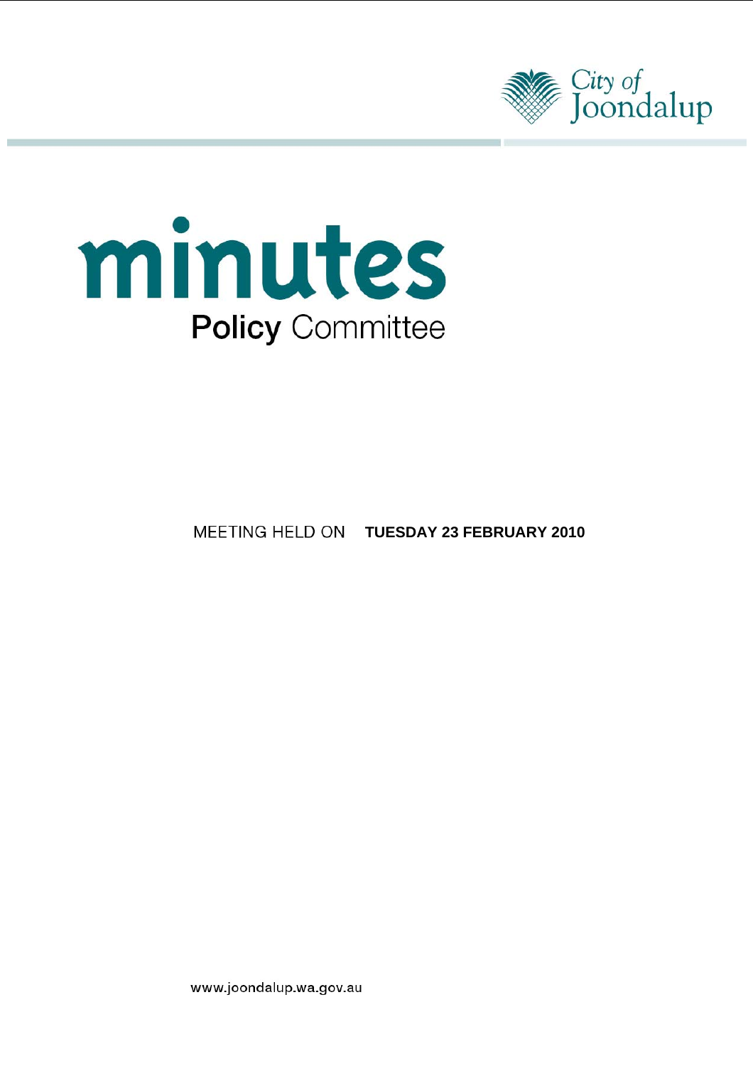City of Joondalup

# minutes

## Policy Committee

MEETING HELD ON **TUESDAY 23 FEBRUARY 2010**

www.joondalup.wa.gov.au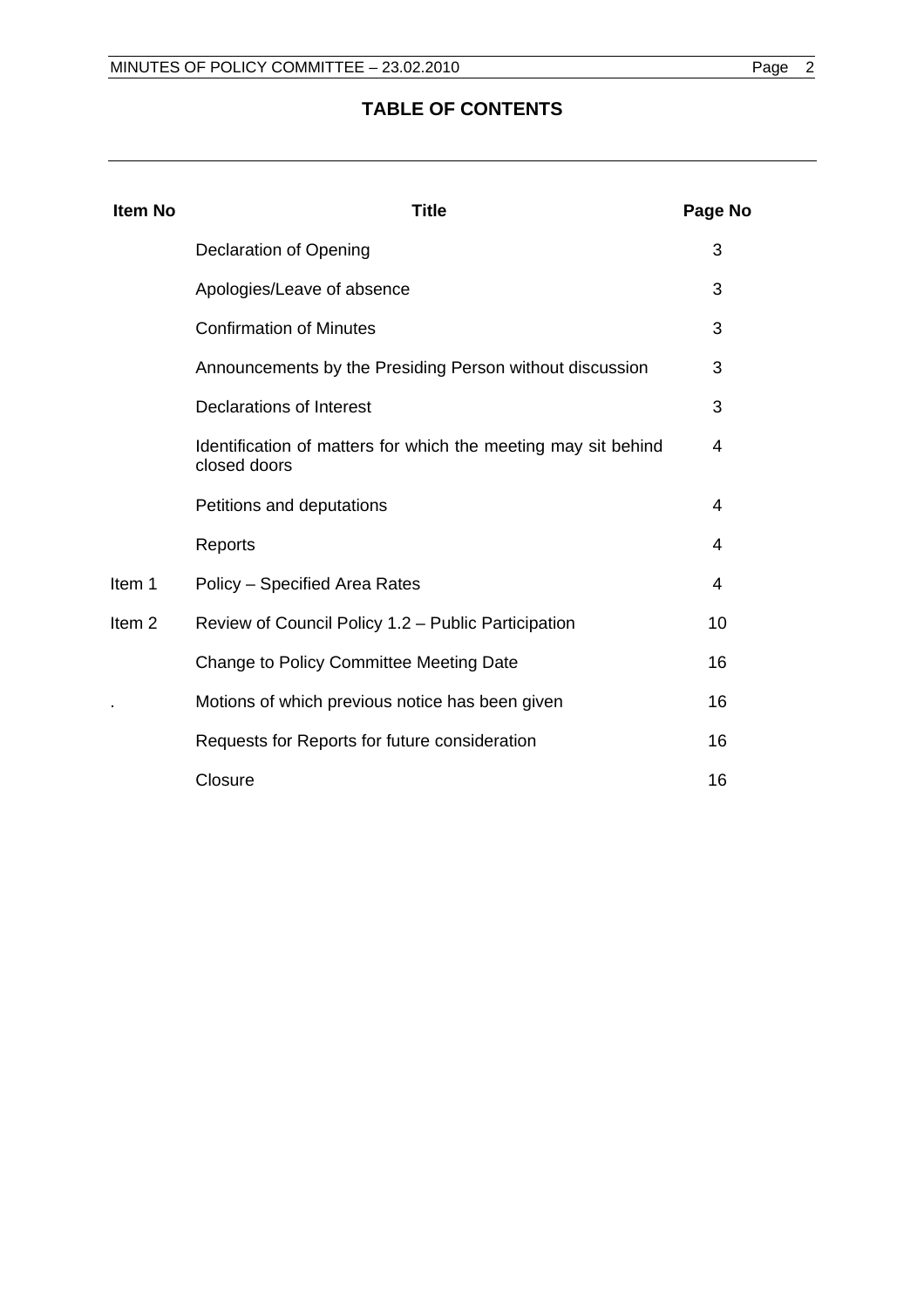# TABLE OF CONTENTS

| Item No | Title | Page No |
|---|---|---|
| | Declaration of Opening | 3 |
| | Apologies/Leave of absence | 3 |
| | Confirmation of Minutes | 3 |
| | Announcements by the Presiding Person without discussion | 3 |
| | Declarations of Interest | 3 |
| | Identification of matters for which the meeting may sit behind closed doors | 4 |
| | Petitions and deputations | 4 |
| | Reports | 4 |
| Item 1 | Policy – Specified Area Rates | 4 |
| Item 2 | Review of Council Policy 1.2 – Public Participation | 10 |
| | Change to Policy Committee Meeting Date | 16 |
| . | Motions of which previous notice has been given | 16 |
| | Requests for Reports for future consideration | 16 |
| | Closure | 16 |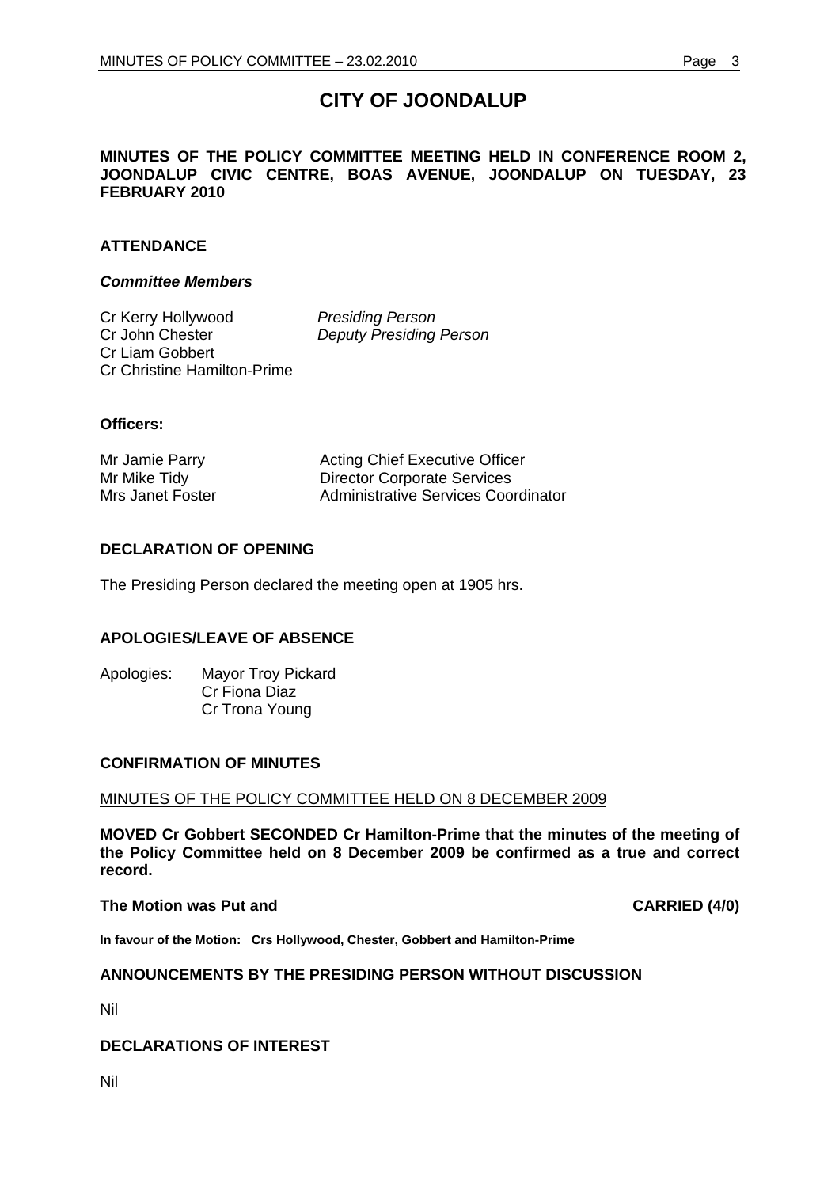# CITY OF JOONDALUP

**MINUTES OF THE POLICY COMMITTEE MEETING HELD IN CONFERENCE ROOM 2, JOONDALUP CIVIC CENTRE, BOAS AVENUE, JOONDALUP ON TUESDAY, 23 FEBRUARY 2010**

## ATTENDANCE

### *Committee Members*

| | |
|---|---|
| Cr Kerry Hollywood | *Presiding Person* |
| Cr John Chester | *Deputy Presiding Person* |
| Cr Liam Gobbert | |
| Cr Christine Hamilton-Prime | |

### Officers:

| | |
|---|---|
| Mr Jamie Parry | Acting Chief Executive Officer |
| Mr Mike Tidy | Director Corporate Services |
| Mrs Janet Foster | Administrative Services Coordinator |

## DECLARATION OF OPENING

The Presiding Person declared the meeting open at 1905 hrs.

## APOLOGIES/LEAVE OF ABSENCE

Apologies: Mayor Troy Pickard
Cr Fiona Diaz
Cr Trona Young

## CONFIRMATION OF MINUTES

MINUTES OF THE POLICY COMMITTEE HELD ON 8 DECEMBER 2009

**MOVED Cr Gobbert SECONDED Cr Hamilton-Prime that the minutes of the meeting of the Policy Committee held on 8 December 2009 be confirmed as a true and correct record.**

**The Motion was Put and CARRIED (4/0)**

**In favour of the Motion: Crs Hollywood, Chester, Gobbert and Hamilton-Prime**

## ANNOUNCEMENTS BY THE PRESIDING PERSON WITHOUT DISCUSSION

Nil

## DECLARATIONS OF INTEREST

Nil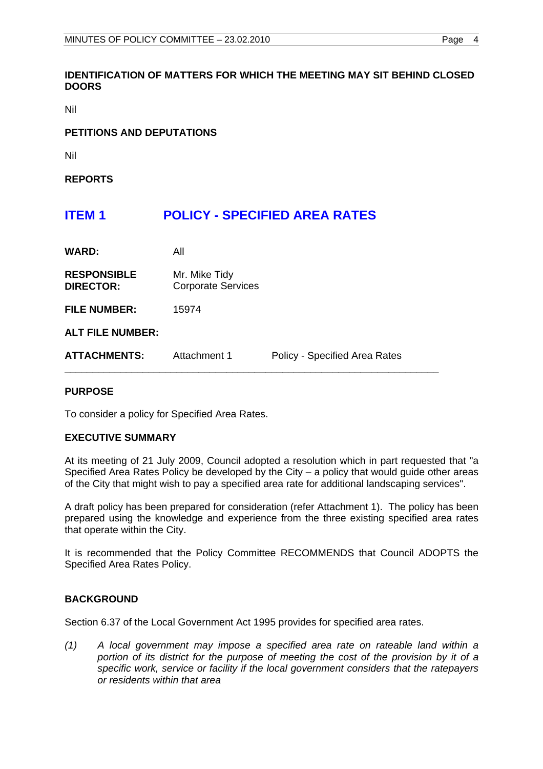**IDENTIFICATION OF MATTERS FOR WHICH THE MEETING MAY SIT BEHIND CLOSED DOORS**

Nil

**PETITIONS AND DEPUTATIONS**

Nil

**REPORTS**

## ITEM 1 POLICY - SPECIFIED AREA RATES

| | | |
|---|---|---|
| **WARD:** | All | |
| **RESPONSIBLE DIRECTOR:** | Mr. Mike Tidy<br>Corporate Services | |
| **FILE NUMBER:** | 15974 | |
| **ALT FILE NUMBER:** | | |
| **ATTACHMENTS:** | Attachment 1 | Policy - Specified Area Rates |

---

**PURPOSE**

To consider a policy for Specified Area Rates.

**EXECUTIVE SUMMARY**

At its meeting of 21 July 2009, Council adopted a resolution which in part requested that "a Specified Area Rates Policy be developed by the City – a policy that would guide other areas of the City that might wish to pay a specified area rate for additional landscaping services".

A draft policy has been prepared for consideration (refer Attachment 1). The policy has been prepared using the knowledge and experience from the three existing specified area rates that operate within the City.

It is recommended that the Policy Committee RECOMMENDS that Council ADOPTS the Specified Area Rates Policy.

**BACKGROUND**

Section 6.37 of the Local Government Act 1995 provides for specified area rates.

*(1) A local government may impose a specified area rate on rateable land within a portion of its district for the purpose of meeting the cost of the provision by it of a specific work, service or facility if the local government considers that the ratepayers or residents within that area*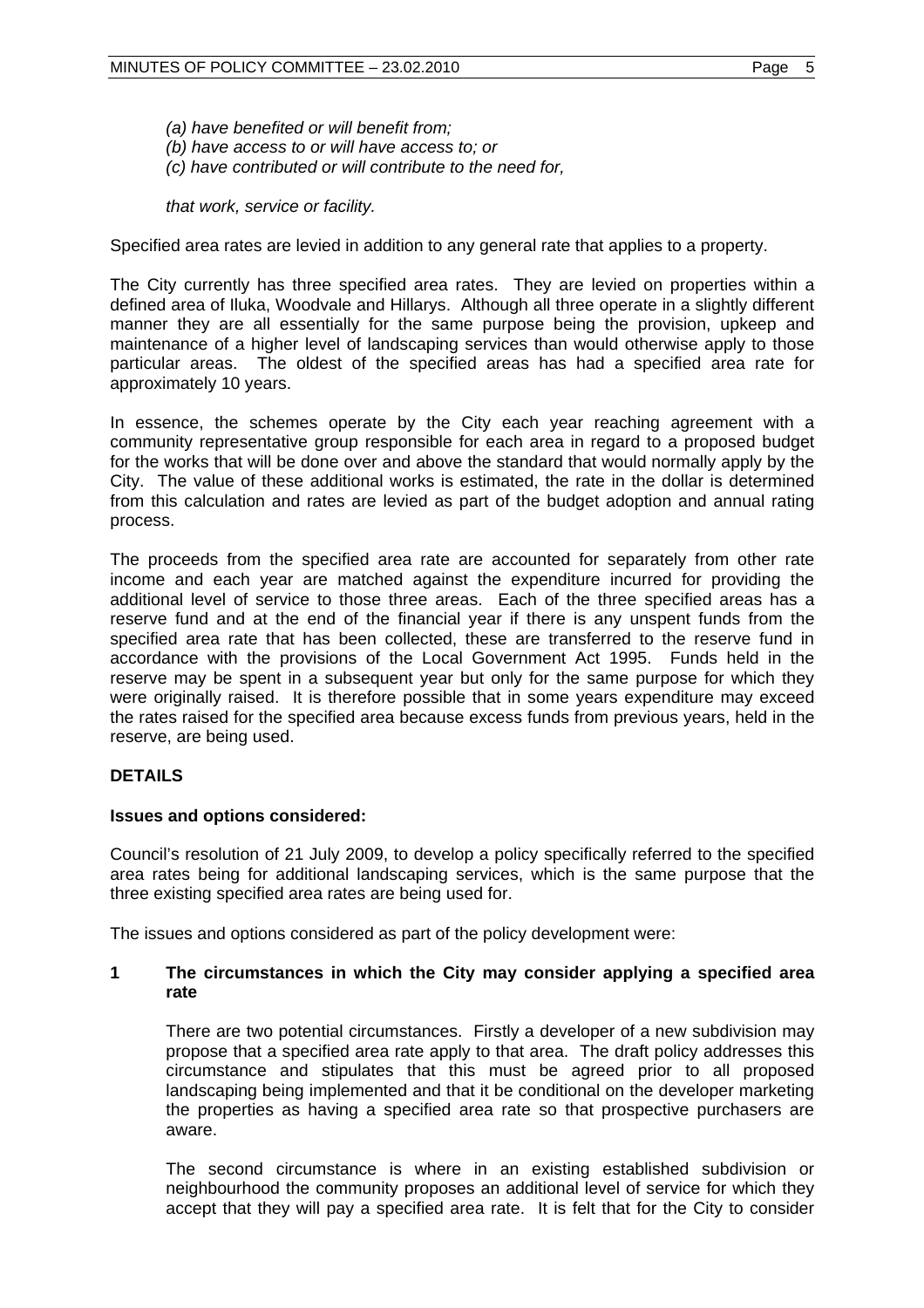*(a) have benefited or will benefit from;*
*(b) have access to or will have access to; or*
*(c) have contributed or will contribute to the need for,*

*that work, service or facility.*

Specified area rates are levied in addition to any general rate that applies to a property.

The City currently has three specified area rates. They are levied on properties within a defined area of Iluka, Woodvale and Hillarys. Although all three operate in a slightly different manner they are all essentially for the same purpose being the provision, upkeep and maintenance of a higher level of landscaping services than would otherwise apply to those particular areas. The oldest of the specified areas has had a specified area rate for approximately 10 years.

In essence, the schemes operate by the City each year reaching agreement with a community representative group responsible for each area in regard to a proposed budget for the works that will be done over and above the standard that would normally apply by the City. The value of these additional works is estimated, the rate in the dollar is determined from this calculation and rates are levied as part of the budget adoption and annual rating process.

The proceeds from the specified area rate are accounted for separately from other rate income and each year are matched against the expenditure incurred for providing the additional level of service to those three areas. Each of the three specified areas has a reserve fund and at the end of the financial year if there is any unspent funds from the specified area rate that has been collected, these are transferred to the reserve fund in accordance with the provisions of the Local Government Act 1995. Funds held in the reserve may be spent in a subsequent year but only for the same purpose for which they were originally raised. It is therefore possible that in some years expenditure may exceed the rates raised for the specified area because excess funds from previous years, held in the reserve, are being used.

## DETAILS

### Issues and options considered:

Council's resolution of 21 July 2009, to develop a policy specifically referred to the specified area rates being for additional landscaping services, which is the same purpose that the three existing specified area rates are being used for.

The issues and options considered as part of the policy development were:

**1 The circumstances in which the City may consider applying a specified area rate**

There are two potential circumstances. Firstly a developer of a new subdivision may propose that a specified area rate apply to that area. The draft policy addresses this circumstance and stipulates that this must be agreed prior to all proposed landscaping being implemented and that it be conditional on the developer marketing the properties as having a specified area rate so that prospective purchasers are aware.

The second circumstance is where in an existing established subdivision or neighbourhood the community proposes an additional level of service for which they accept that they will pay a specified area rate. It is felt that for the City to consider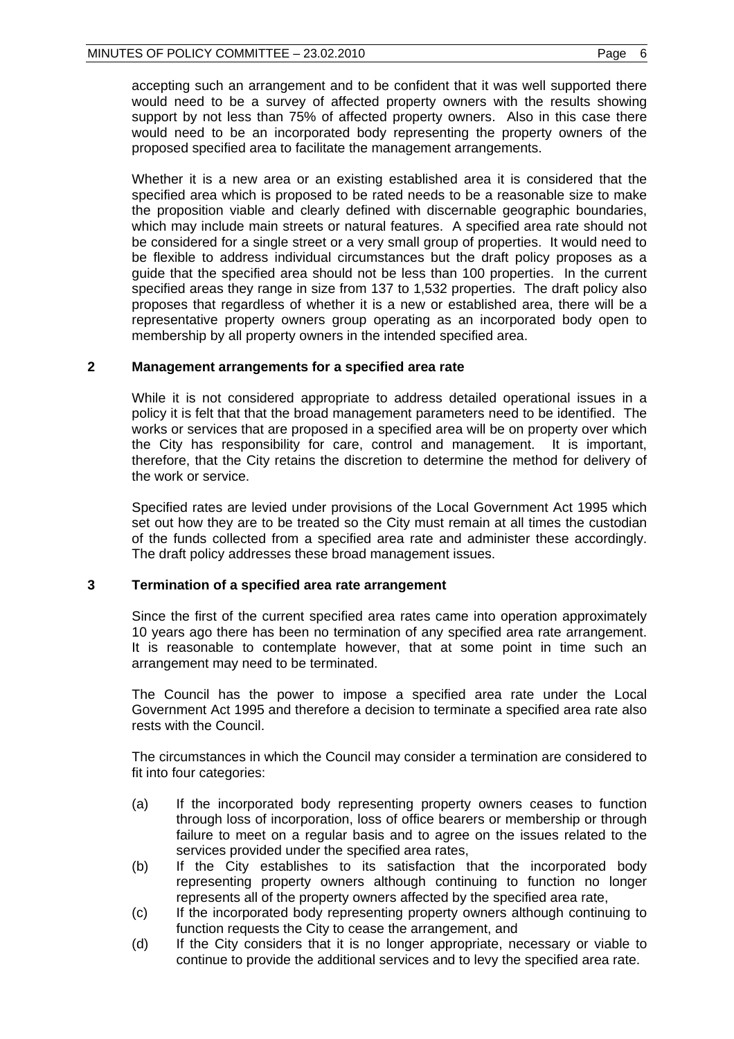accepting such an arrangement and to be confident that it was well supported there would need to be a survey of affected property owners with the results showing support by not less than 75% of affected property owners. Also in this case there would need to be an incorporated body representing the property owners of the proposed specified area to facilitate the management arrangements.

Whether it is a new area or an existing established area it is considered that the specified area which is proposed to be rated needs to be a reasonable size to make the proposition viable and clearly defined with discernable geographic boundaries, which may include main streets or natural features. A specified area rate should not be considered for a single street or a very small group of properties. It would need to be flexible to address individual circumstances but the draft policy proposes as a guide that the specified area should not be less than 100 properties. In the current specified areas they range in size from 137 to 1,532 properties. The draft policy also proposes that regardless of whether it is a new or established area, there will be a representative property owners group operating as an incorporated body open to membership by all property owners in the intended specified area.

## 2 Management arrangements for a specified area rate

While it is not considered appropriate to address detailed operational issues in a policy it is felt that that the broad management parameters need to be identified. The works or services that are proposed in a specified area will be on property over which the City has responsibility for care, control and management. It is important, therefore, that the City retains the discretion to determine the method for delivery of the work or service.

Specified rates are levied under provisions of the Local Government Act 1995 which set out how they are to be treated so the City must remain at all times the custodian of the funds collected from a specified area rate and administer these accordingly. The draft policy addresses these broad management issues.

## 3 Termination of a specified area rate arrangement

Since the first of the current specified area rates came into operation approximately 10 years ago there has been no termination of any specified area rate arrangement. It is reasonable to contemplate however, that at some point in time such an arrangement may need to be terminated.

The Council has the power to impose a specified area rate under the Local Government Act 1995 and therefore a decision to terminate a specified area rate also rests with the Council.

The circumstances in which the Council may consider a termination are considered to fit into four categories:

(a) If the incorporated body representing property owners ceases to function through loss of incorporation, loss of office bearers or membership or through failure to meet on a regular basis and to agree on the issues related to the services provided under the specified area rates,

(b) If the City establishes to its satisfaction that the incorporated body representing property owners although continuing to function no longer represents all of the property owners affected by the specified area rate,

(c) If the incorporated body representing property owners although continuing to function requests the City to cease the arrangement, and

(d) If the City considers that it is no longer appropriate, necessary or viable to continue to provide the additional services and to levy the specified area rate.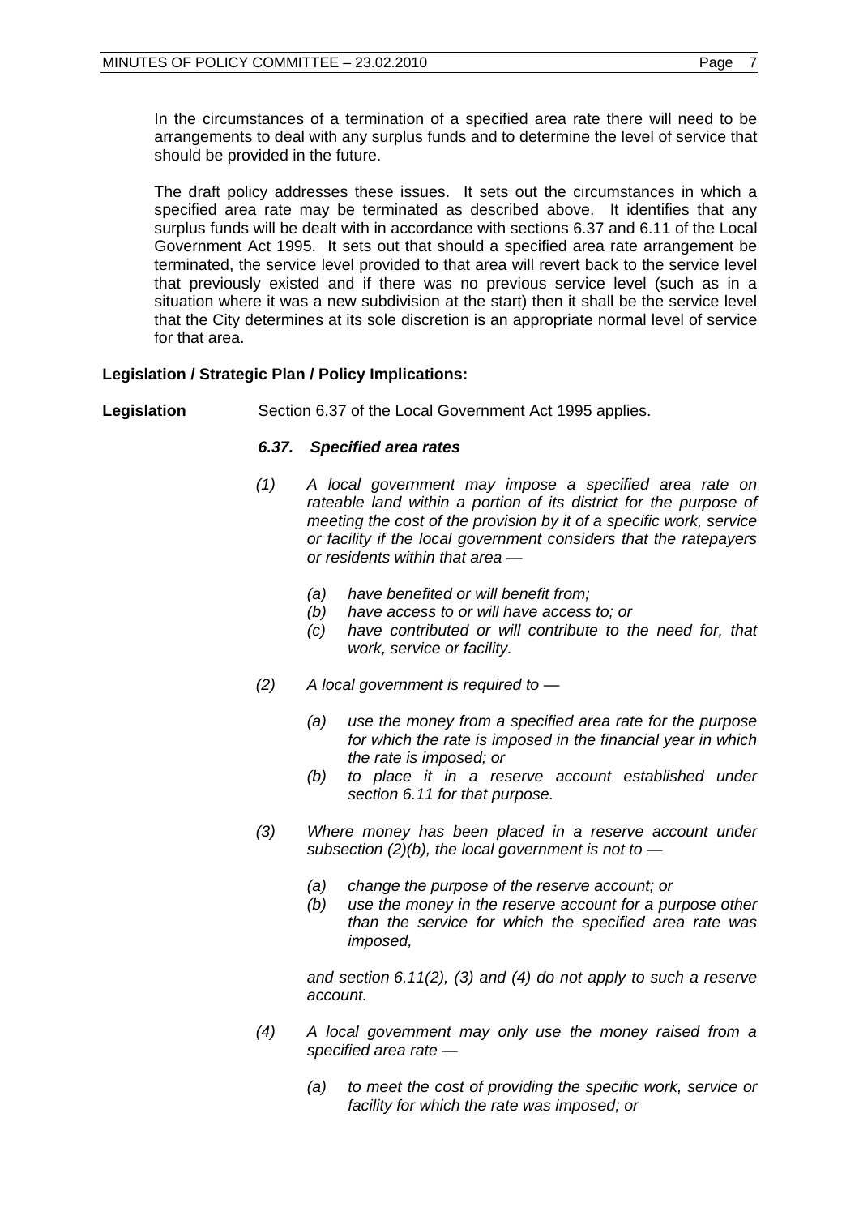In the circumstances of a termination of a specified area rate there will need to be arrangements to deal with any surplus funds and to determine the level of service that should be provided in the future.

The draft policy addresses these issues. It sets out the circumstances in which a specified area rate may be terminated as described above. It identifies that any surplus funds will be dealt with in accordance with sections 6.37 and 6.11 of the Local Government Act 1995. It sets out that should a specified area rate arrangement be terminated, the service level provided to that area will revert back to the service level that previously existed and if there was no previous service level (such as in a situation where it was a new subdivision at the start) then it shall be the service level that the City determines at its sole discretion is an appropriate normal level of service for that area.

**Legislation / Strategic Plan / Policy Implications:**

**Legislation** Section 6.37 of the Local Government Act 1995 applies.

***6.37. Specified area rates***

*(1) A local government may impose a specified area rate on rateable land within a portion of its district for the purpose of meeting the cost of the provision by it of a specific work, service or facility if the local government considers that the ratepayers or residents within that area —*

*(a) have benefited or will benefit from;*
*(b) have access to or will have access to; or*
*(c) have contributed or will contribute to the need for, that work, service or facility.*

*(2) A local government is required to —*

*(a) use the money from a specified area rate for the purpose for which the rate is imposed in the financial year in which the rate is imposed; or*
*(b) to place it in a reserve account established under section 6.11 for that purpose.*

*(3) Where money has been placed in a reserve account under subsection (2)(b), the local government is not to —*

*(a) change the purpose of the reserve account; or*
*(b) use the money in the reserve account for a purpose other than the service for which the specified area rate was imposed,*

*and section 6.11(2), (3) and (4) do not apply to such a reserve account.*

*(4) A local government may only use the money raised from a specified area rate —*

*(a) to meet the cost of providing the specific work, service or facility for which the rate was imposed; or*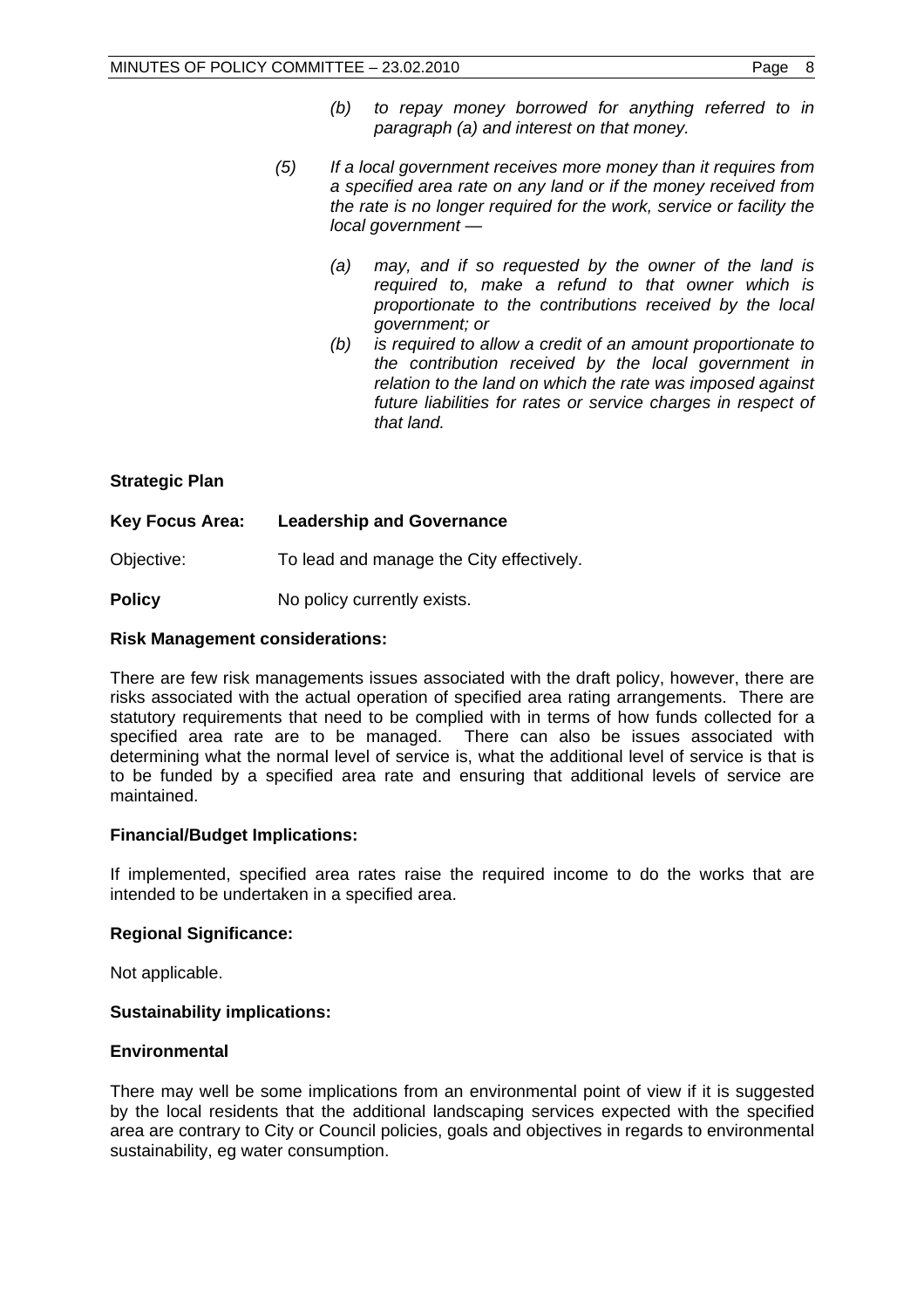*(b) to repay money borrowed for anything referred to in paragraph (a) and interest on that money.*

*(5) If a local government receives more money than it requires from a specified area rate on any land or if the money received from the rate is no longer required for the work, service or facility the local government —*

*(a) may, and if so requested by the owner of the land is required to, make a refund to that owner which is proportionate to the contributions received by the local government; or*

*(b) is required to allow a credit of an amount proportionate to the contribution received by the local government in relation to the land on which the rate was imposed against future liabilities for rates or service charges in respect of that land.*

**Strategic Plan**

**Key Focus Area: Leadership and Governance**

Objective: To lead and manage the City effectively.

**Policy** No policy currently exists.

**Risk Management considerations:**

There are few risk managements issues associated with the draft policy, however, there are risks associated with the actual operation of specified area rating arrangements. There are statutory requirements that need to be complied with in terms of how funds collected for a specified area rate are to be managed. There can also be issues associated with determining what the normal level of service is, what the additional level of service is that is to be funded by a specified area rate and ensuring that additional levels of service are maintained.

**Financial/Budget Implications:**

If implemented, specified area rates raise the required income to do the works that are intended to be undertaken in a specified area.

**Regional Significance:**

Not applicable.

**Sustainability implications:**

**Environmental**

There may well be some implications from an environmental point of view if it is suggested by the local residents that the additional landscaping services expected with the specified area are contrary to City or Council policies, goals and objectives in regards to environmental sustainability, eg water consumption.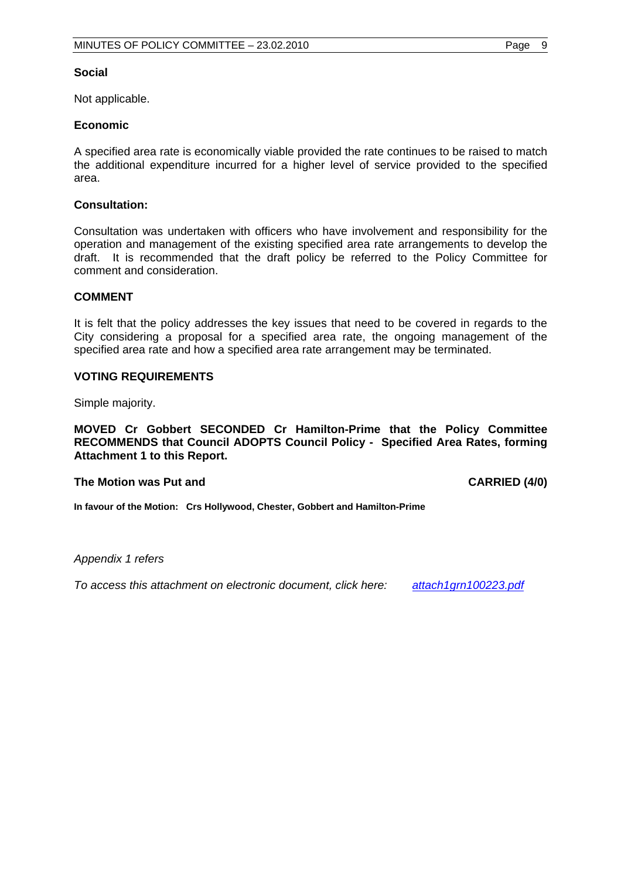**Social**

Not applicable.

**Economic**

A specified area rate is economically viable provided the rate continues to be raised to match the additional expenditure incurred for a higher level of service provided to the specified area.

**Consultation:**

Consultation was undertaken with officers who have involvement and responsibility for the operation and management of the existing specified area rate arrangements to develop the draft. It is recommended that the draft policy be referred to the Policy Committee for comment and consideration.

## COMMENT

It is felt that the policy addresses the key issues that need to be covered in regards to the City considering a proposal for a specified area rate, the ongoing management of the specified area rate and how a specified area rate arrangement may be terminated.

## VOTING REQUIREMENTS

Simple majority.

**MOVED Cr Gobbert SECONDED Cr Hamilton-Prime that the Policy Committee RECOMMENDS that Council ADOPTS Council Policy - Specified Area Rates, forming Attachment 1 to this Report.**

**The Motion was Put and CARRIED (4/0)**

**In favour of the Motion: Crs Hollywood, Chester, Gobbert and Hamilton-Prime**

*Appendix 1 refers*

*To access this attachment on electronic document, click here: attach1grn100223.pdf*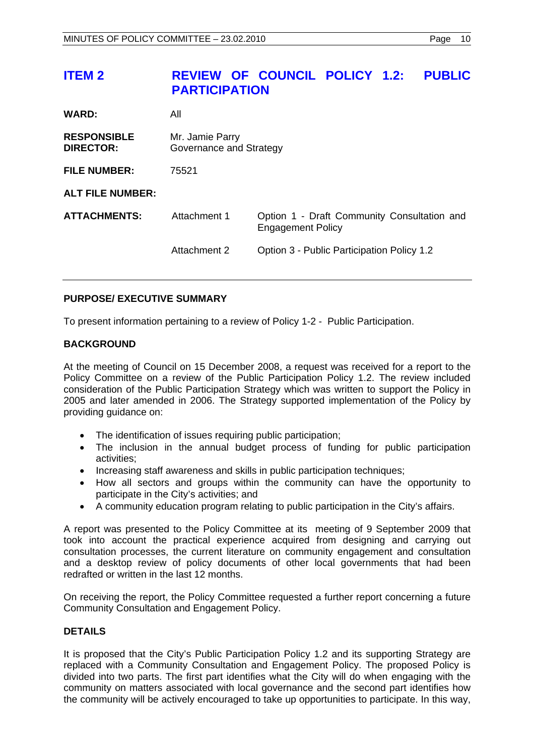## ITEM 2 REVIEW OF COUNCIL POLICY 1.2: PUBLIC PARTICIPATION

| | | |
|---|---|---|
| **WARD:** | All | |
| **RESPONSIBLE DIRECTOR:** | Mr. Jamie Parry<br>Governance and Strategy | |
| **FILE NUMBER:** | 75521 | |
| **ALT FILE NUMBER:** | | |
| **ATTACHMENTS:** | Attachment 1 | Option 1 - Draft Community Consultation and Engagement Policy |
| | Attachment 2 | Option 3 - Public Participation Policy 1.2 |

### PURPOSE/ EXECUTIVE SUMMARY

To present information pertaining to a review of Policy 1-2 - Public Participation.

### BACKGROUND

At the meeting of Council on 15 December 2008, a request was received for a report to the Policy Committee on a review of the Public Participation Policy 1.2. The review included consideration of the Public Participation Strategy which was written to support the Policy in 2005 and later amended in 2006. The Strategy supported implementation of the Policy by providing guidance on:

- The identification of issues requiring public participation;
- The inclusion in the annual budget process of funding for public participation activities;
- Increasing staff awareness and skills in public participation techniques;
- How all sectors and groups within the community can have the opportunity to participate in the City's activities; and
- A community education program relating to public participation in the City's affairs.

A report was presented to the Policy Committee at its meeting of 9 September 2009 that took into account the practical experience acquired from designing and carrying out consultation processes, the current literature on community engagement and consultation and a desktop review of policy documents of other local governments that had been redrafted or written in the last 12 months.

On receiving the report, the Policy Committee requested a further report concerning a future Community Consultation and Engagement Policy.

### DETAILS

It is proposed that the City's Public Participation Policy 1.2 and its supporting Strategy are replaced with a Community Consultation and Engagement Policy. The proposed Policy is divided into two parts. The first part identifies what the City will do when engaging with the community on matters associated with local governance and the second part identifies how the community will be actively encouraged to take up opportunities to participate. In this way,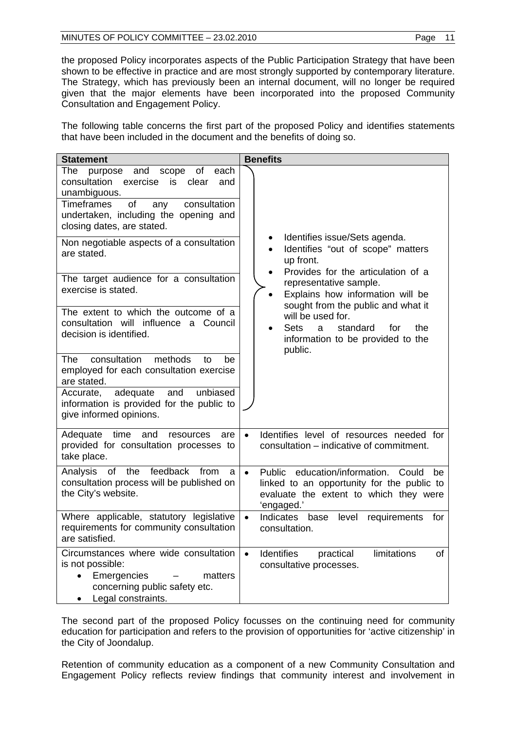the proposed Policy incorporates aspects of the Public Participation Strategy that have been shown to be effective in practice and are most strongly supported by contemporary literature. The Strategy, which has previously been an internal document, will no longer be required given that the major elements have been incorporated into the proposed Community Consultation and Engagement Policy.

The following table concerns the first part of the proposed Policy and identifies statements that have been included in the document and the benefits of doing so.

| Statement | Benefits |
|---|---|
| The purpose and scope of each consultation exercise is clear and unambiguous.<br>Timeframes of any consultation undertaken, including the opening and closing dates, are stated.<br>Non negotiable aspects of a consultation are stated.<br>The target audience for a consultation exercise is stated.<br>The extent to which the outcome of a consultation will influence a Council decision is identified.<br>The consultation methods to be employed for each consultation exercise are stated.<br>Accurate, adequate and unbiased information is provided for the public to give informed opinions. | • Identifies issue/Sets agenda.<br>• Identifies "out of scope" matters up front.<br>• Provides for the articulation of a representative sample.<br>• Explains how information will be sought from the public and what it will be used for.<br>• Sets a standard for the information to be provided to the public. |
| Adequate time and resources are provided for consultation processes to take place. | • Identifies level of resources needed for consultation – indicative of commitment. |
| Analysis of the feedback from a consultation process will be published on the City's website. | • Public education/information. Could be linked to an opportunity for the public to evaluate the extent to which they were 'engaged.' |
| Where applicable, statutory legislative requirements for community consultation are satisfied. | • Indicates base level requirements for consultation. |
| Circumstances where wide consultation is not possible:<br>• Emergencies – matters concerning public safety etc.<br>• Legal constraints. | • Identifies practical limitations of consultative processes. |

The second part of the proposed Policy focusses on the continuing need for community education for participation and refers to the provision of opportunities for 'active citizenship' in the City of Joondalup.

Retention of community education as a component of a new Community Consultation and Engagement Policy reflects review findings that community interest and involvement in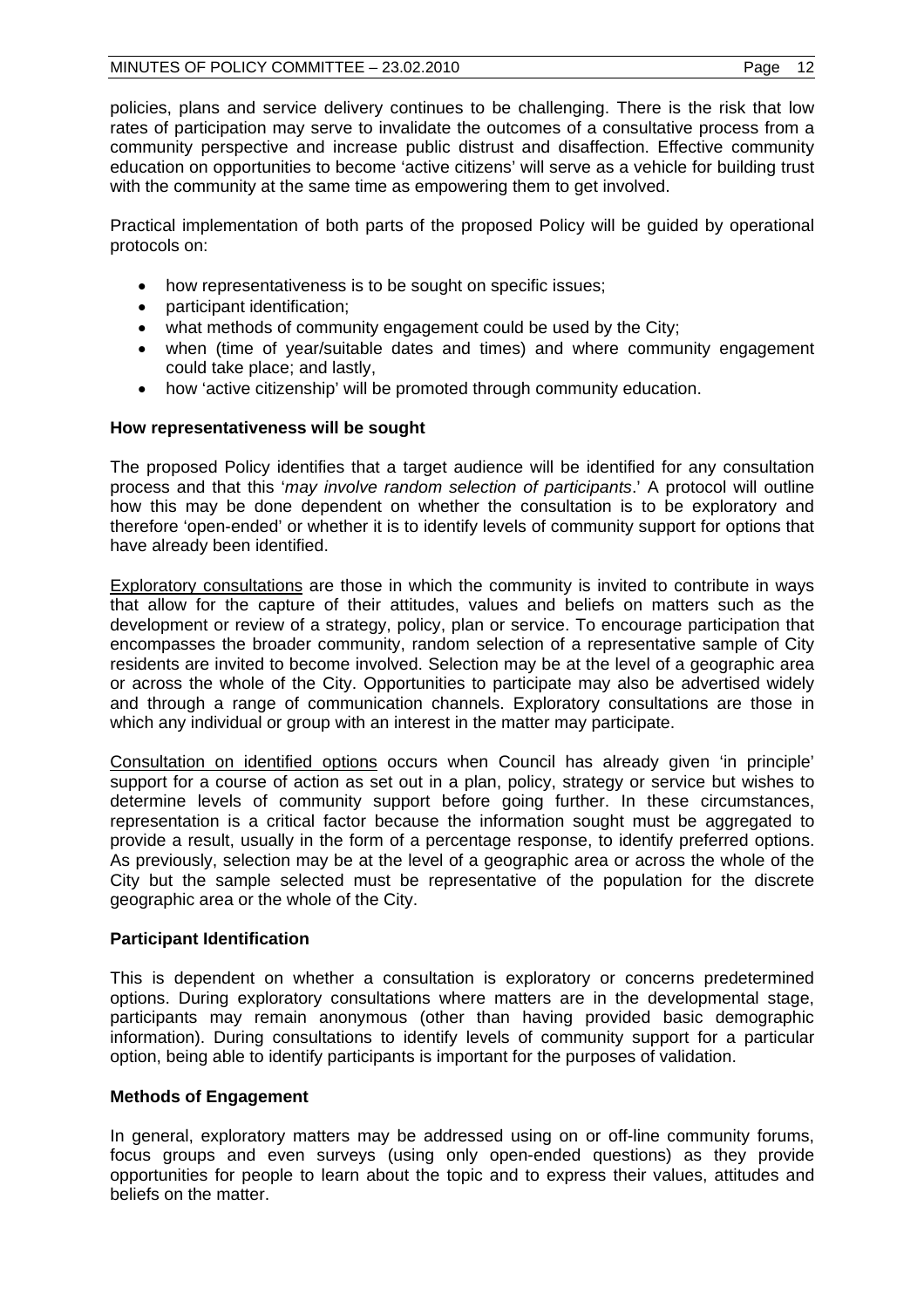policies, plans and service delivery continues to be challenging. There is the risk that low rates of participation may serve to invalidate the outcomes of a consultative process from a community perspective and increase public distrust and disaffection. Effective community education on opportunities to become 'active citizens' will serve as a vehicle for building trust with the community at the same time as empowering them to get involved.

Practical implementation of both parts of the proposed Policy will be guided by operational protocols on:

- how representativeness is to be sought on specific issues;
- participant identification;
- what methods of community engagement could be used by the City;
- when (time of year/suitable dates and times) and where community engagement could take place; and lastly,
- how 'active citizenship' will be promoted through community education.

**How representativeness will be sought**

The proposed Policy identifies that a target audience will be identified for any consultation process and that this '*may involve random selection of participants*.' A protocol will outline how this may be done dependent on whether the consultation is to be exploratory and therefore 'open-ended' or whether it is to identify levels of community support for options that have already been identified.

<u>Exploratory consultations</u> are those in which the community is invited to contribute in ways that allow for the capture of their attitudes, values and beliefs on matters such as the development or review of a strategy, policy, plan or service. To encourage participation that encompasses the broader community, random selection of a representative sample of City residents are invited to become involved. Selection may be at the level of a geographic area or across the whole of the City. Opportunities to participate may also be advertised widely and through a range of communication channels. Exploratory consultations are those in which any individual or group with an interest in the matter may participate.

<u>Consultation on identified options</u> occurs when Council has already given 'in principle' support for a course of action as set out in a plan, policy, strategy or service but wishes to determine levels of community support before going further. In these circumstances, representation is a critical factor because the information sought must be aggregated to provide a result, usually in the form of a percentage response, to identify preferred options. As previously, selection may be at the level of a geographic area or across the whole of the City but the sample selected must be representative of the population for the discrete geographic area or the whole of the City.

**Participant Identification**

This is dependent on whether a consultation is exploratory or concerns predetermined options. During exploratory consultations where matters are in the developmental stage, participants may remain anonymous (other than having provided basic demographic information). During consultations to identify levels of community support for a particular option, being able to identify participants is important for the purposes of validation.

**Methods of Engagement**

In general, exploratory matters may be addressed using on or off-line community forums, focus groups and even surveys (using only open-ended questions) as they provide opportunities for people to learn about the topic and to express their values, attitudes and beliefs on the matter.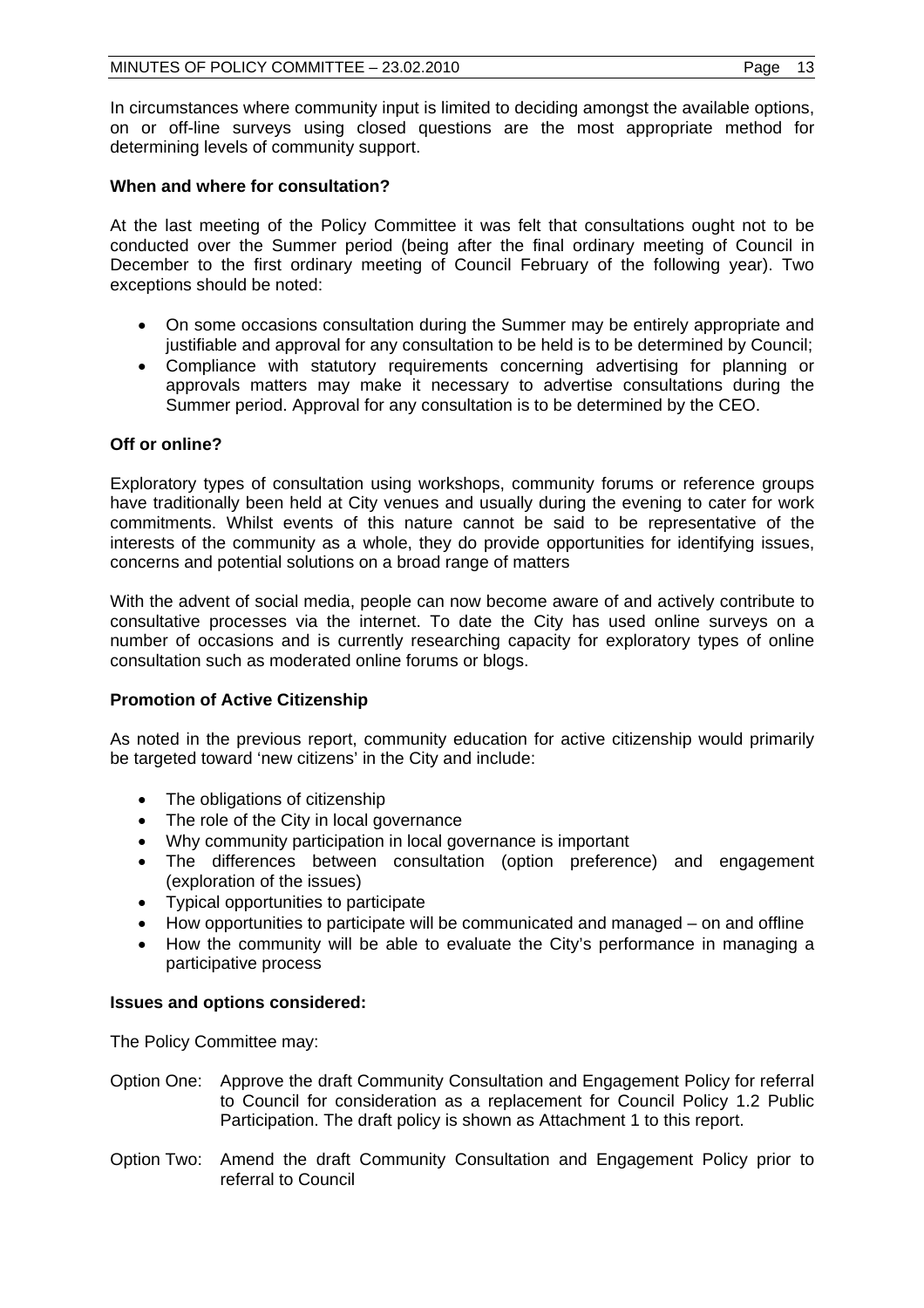In circumstances where community input is limited to deciding amongst the available options, on or off-line surveys using closed questions are the most appropriate method for determining levels of community support.

**When and where for consultation?**

At the last meeting of the Policy Committee it was felt that consultations ought not to be conducted over the Summer period (being after the final ordinary meeting of Council in December to the first ordinary meeting of Council February of the following year). Two exceptions should be noted:

- On some occasions consultation during the Summer may be entirely appropriate and justifiable and approval for any consultation to be held is to be determined by Council;
- Compliance with statutory requirements concerning advertising for planning or approvals matters may make it necessary to advertise consultations during the Summer period. Approval for any consultation is to be determined by the CEO.

**Off or online?**

Exploratory types of consultation using workshops, community forums or reference groups have traditionally been held at City venues and usually during the evening to cater for work commitments. Whilst events of this nature cannot be said to be representative of the interests of the community as a whole, they do provide opportunities for identifying issues, concerns and potential solutions on a broad range of matters

With the advent of social media, people can now become aware of and actively contribute to consultative processes via the internet. To date the City has used online surveys on a number of occasions and is currently researching capacity for exploratory types of online consultation such as moderated online forums or blogs.

**Promotion of Active Citizenship**

As noted in the previous report, community education for active citizenship would primarily be targeted toward 'new citizens' in the City and include:

- The obligations of citizenship
- The role of the City in local governance
- Why community participation in local governance is important
- The differences between consultation (option preference) and engagement (exploration of the issues)
- Typical opportunities to participate
- How opportunities to participate will be communicated and managed – on and offline
- How the community will be able to evaluate the City's performance in managing a participative process

**Issues and options considered:**

The Policy Committee may:

Option One: Approve the draft Community Consultation and Engagement Policy for referral to Council for consideration as a replacement for Council Policy 1.2 Public Participation. The draft policy is shown as Attachment 1 to this report.

Option Two: Amend the draft Community Consultation and Engagement Policy prior to referral to Council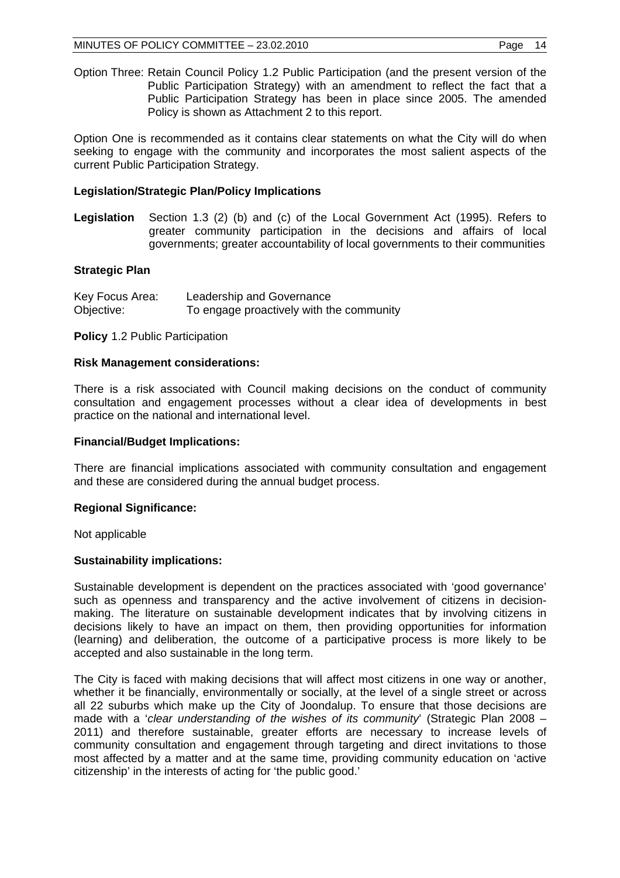Option Three: Retain Council Policy 1.2 Public Participation (and the present version of the Public Participation Strategy) with an amendment to reflect the fact that a Public Participation Strategy has been in place since 2005. The amended Policy is shown as Attachment 2 to this report.

Option One is recommended as it contains clear statements on what the City will do when seeking to engage with the community and incorporates the most salient aspects of the current Public Participation Strategy.

**Legislation/Strategic Plan/Policy Implications**

**Legislation** Section 1.3 (2) (b) and (c) of the Local Government Act (1995). Refers to greater community participation in the decisions and affairs of local governments; greater accountability of local governments to their communities

**Strategic Plan**

Key Focus Area: Leadership and Governance
Objective: To engage proactively with the community

**Policy** 1.2 Public Participation

**Risk Management considerations:**

There is a risk associated with Council making decisions on the conduct of community consultation and engagement processes without a clear idea of developments in best practice on the national and international level.

**Financial/Budget Implications:**

There are financial implications associated with community consultation and engagement and these are considered during the annual budget process.

**Regional Significance:**

Not applicable

**Sustainability implications:**

Sustainable development is dependent on the practices associated with 'good governance' such as openness and transparency and the active involvement of citizens in decision-making. The literature on sustainable development indicates that by involving citizens in decisions likely to have an impact on them, then providing opportunities for information (learning) and deliberation, the outcome of a participative process is more likely to be accepted and also sustainable in the long term.

The City is faced with making decisions that will affect most citizens in one way or another, whether it be financially, environmentally or socially, at the level of a single street or across all 22 suburbs which make up the City of Joondalup. To ensure that those decisions are made with a '*clear understanding of the wishes of its community*' (Strategic Plan 2008 – 2011) and therefore sustainable, greater efforts are necessary to increase levels of community consultation and engagement through targeting and direct invitations to those most affected by a matter and at the same time, providing community education on 'active citizenship' in the interests of acting for 'the public good.'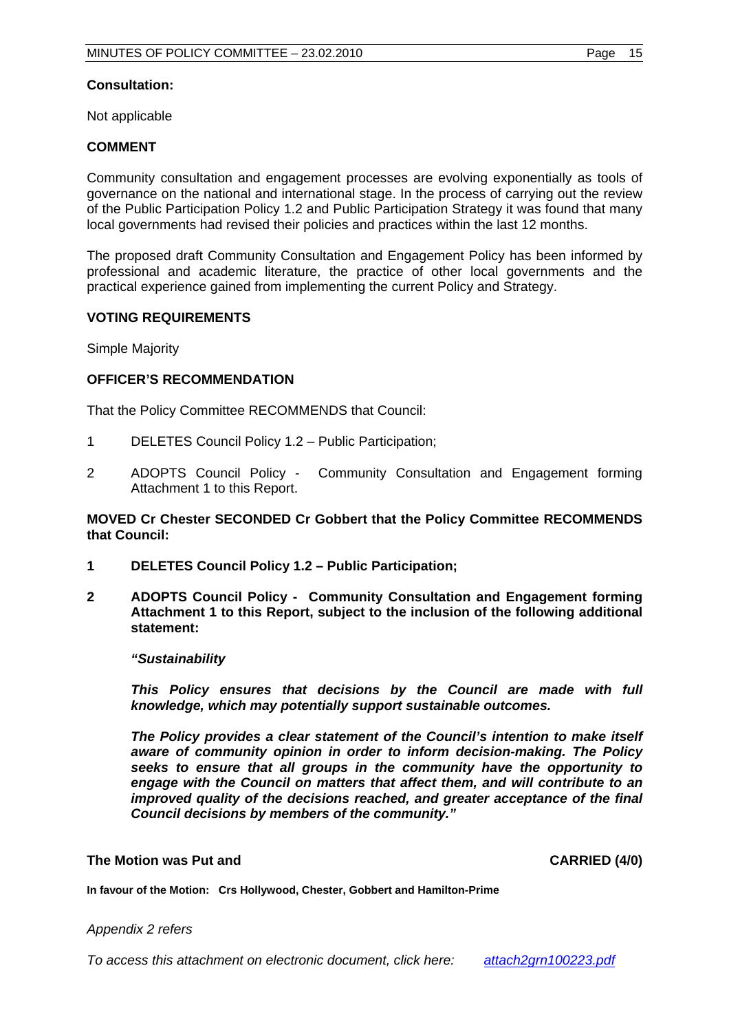**Consultation:**

Not applicable

**COMMENT**

Community consultation and engagement processes are evolving exponentially as tools of governance on the national and international stage. In the process of carrying out the review of the Public Participation Policy 1.2 and Public Participation Strategy it was found that many local governments had revised their policies and practices within the last 12 months.

The proposed draft Community Consultation and Engagement Policy has been informed by professional and academic literature, the practice of other local governments and the practical experience gained from implementing the current Policy and Strategy.

**VOTING REQUIREMENTS**

Simple Majority

**OFFICER'S RECOMMENDATION**

That the Policy Committee RECOMMENDS that Council:

1 DELETES Council Policy 1.2 – Public Participation;

2 ADOPTS Council Policy - Community Consultation and Engagement forming Attachment 1 to this Report.

**MOVED Cr Chester SECONDED Cr Gobbert that the Policy Committee RECOMMENDS that Council:**

**1 DELETES Council Policy 1.2 – Public Participation;**

**2 ADOPTS Council Policy - Community Consultation and Engagement forming Attachment 1 to this Report, subject to the inclusion of the following additional statement:**

***"Sustainability***

***This Policy ensures that decisions by the Council are made with full knowledge, which may potentially support sustainable outcomes.***

***The Policy provides a clear statement of the Council's intention to make itself aware of community opinion in order to inform decision-making. The Policy seeks to ensure that all groups in the community have the opportunity to engage with the Council on matters that affect them, and will contribute to an improved quality of the decisions reached, and greater acceptance of the final Council decisions by members of the community."***

**The Motion was Put and CARRIED (4/0)**

**In favour of the Motion: Crs Hollywood, Chester, Gobbert and Hamilton-Prime**

*Appendix 2 refers*

*To access this attachment on electronic document, click here: attach2grn100223.pdf*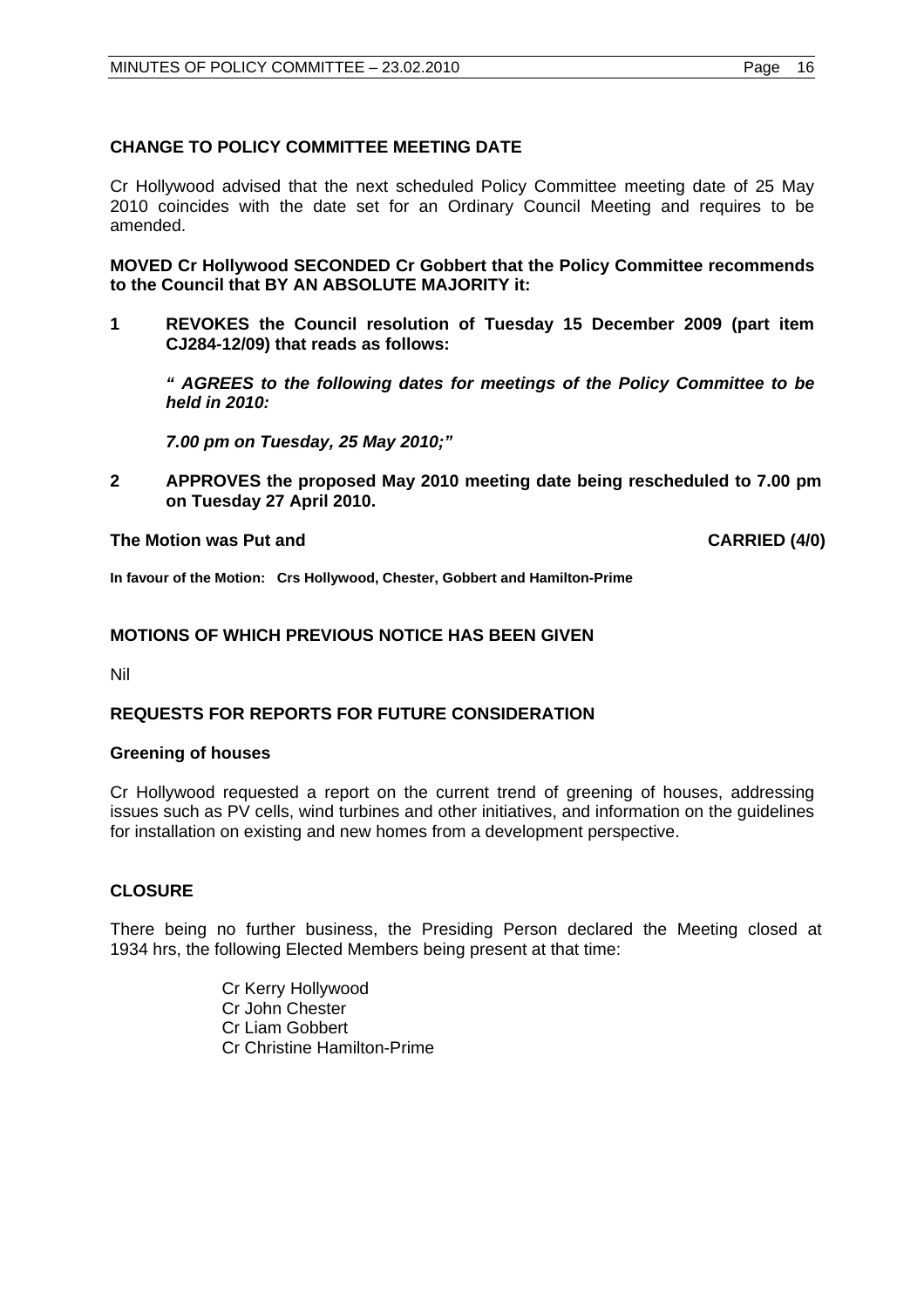## CHANGE TO POLICY COMMITTEE MEETING DATE

Cr Hollywood advised that the next scheduled Policy Committee meeting date of 25 May 2010 coincides with the date set for an Ordinary Council Meeting and requires to be amended.

**MOVED Cr Hollywood SECONDED Cr Gobbert that the Policy Committee recommends to the Council that BY AN ABSOLUTE MAJORITY it:**

**1 REVOKES the Council resolution of Tuesday 15 December 2009 (part item CJ284-12/09) that reads as follows:**

***" AGREES to the following dates for meetings of the Policy Committee to be held in 2010:***

***7.00 pm on Tuesday, 25 May 2010;"***

**2 APPROVES the proposed May 2010 meeting date being rescheduled to 7.00 pm on Tuesday 27 April 2010.**

**The Motion was Put and CARRIED (4/0)**

**In favour of the Motion: Crs Hollywood, Chester, Gobbert and Hamilton-Prime**

## MOTIONS OF WHICH PREVIOUS NOTICE HAS BEEN GIVEN

Nil

## REQUESTS FOR REPORTS FOR FUTURE CONSIDERATION

### Greening of houses

Cr Hollywood requested a report on the current trend of greening of houses, addressing issues such as PV cells, wind turbines and other initiatives, and information on the guidelines for installation on existing and new homes from a development perspective.

## CLOSURE

There being no further business, the Presiding Person declared the Meeting closed at 1934 hrs, the following Elected Members being present at that time:

Cr Kerry Hollywood
Cr John Chester
Cr Liam Gobbert
Cr Christine Hamilton-Prime